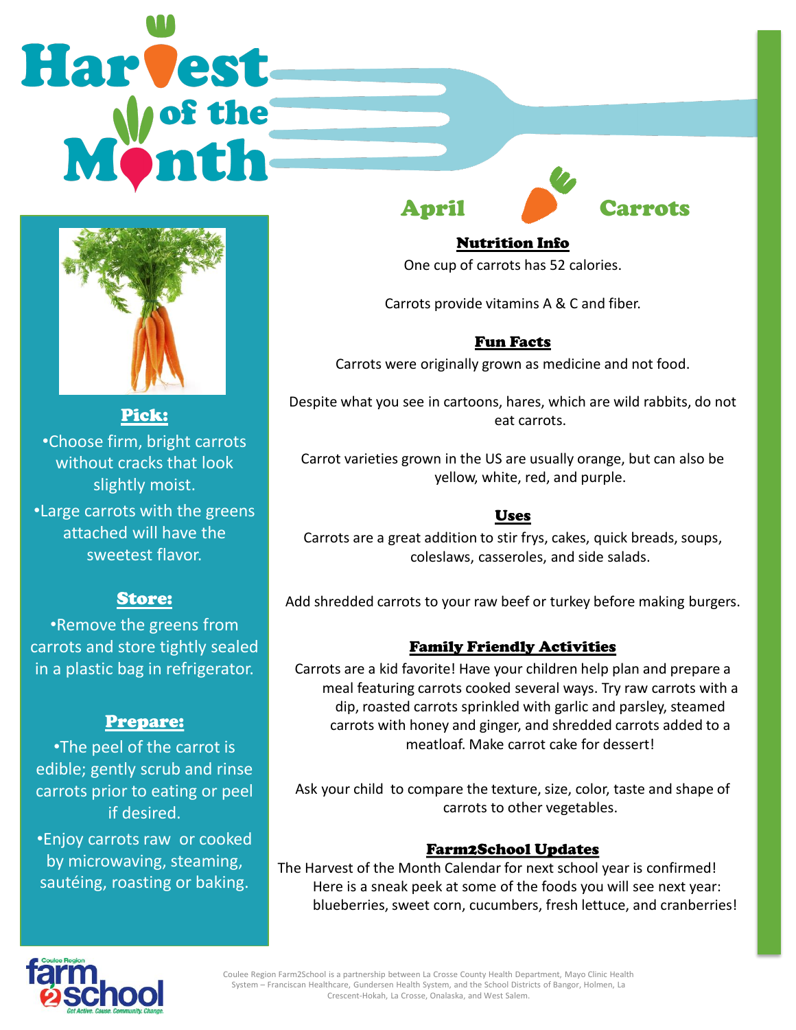# Harvest of the Month

## April — Carrots

### Pick:

- Choose firm, bright carrots without cracks that look slightly moist.
- Large carrots with the greens attached will have the sweetest flavor.

### Store:

- Remove the greens from carrots and store tightly sealed in a plastic bag in refrigerator.

### Prepare:

- The peel of the carrot is edible; gently scrub and rinse carrots prior to eating or peel if desired.
- Enjoy carrots raw or cooked by microwaving, steaming, sautéing, roasting or baking.

### Nutrition Info

One cup of carrots has 52 calories.

Carrots provide vitamins A & C and fiber.

### Fun Facts

Carrots were originally grown as medicine and not food.

Despite what you see in cartoons, hares, which are wild rabbits, do not eat carrots.

Carrot varieties grown in the US are usually orange, but can also be yellow, white, red, and purple.

### Uses

Carrots are a great addition to stir frys, cakes, quick breads, soups, coleslaws, casseroles, and side salads.

Add shredded carrots to your raw beef or turkey before making burgers.

### Family Friendly Activities

Carrots are a kid favorite! Have your children help plan and prepare a meal featuring carrots cooked several ways. Try raw carrots with a dip, roasted carrots sprinkled with garlic and parsley, steamed carrots with honey and ginger, and shredded carrots added to a meatloaf. Make carrot cake for dessert!

Ask your child to compare the texture, size, color, taste and shape of carrots to other vegetables.

### Farm2School Updates

The Harvest of the Month Calendar for next school year is confirmed! Here is a sneak peek at some of the foods you will see next year: blueberries, sweet corn, cucumbers, fresh lettuce, and cranberries!

Coulee Region farm2school — Get Active. Cause. Community. Change.

Coulee Region Farm2School is a partnership between La Crosse County Health Department, Mayo Clinic Health System – Franciscan Healthcare, Gundersen Health System, and the School Districts of Bangor, Holmen, La Crescent-Hokah, La Crosse, Onalaska, and West Salem.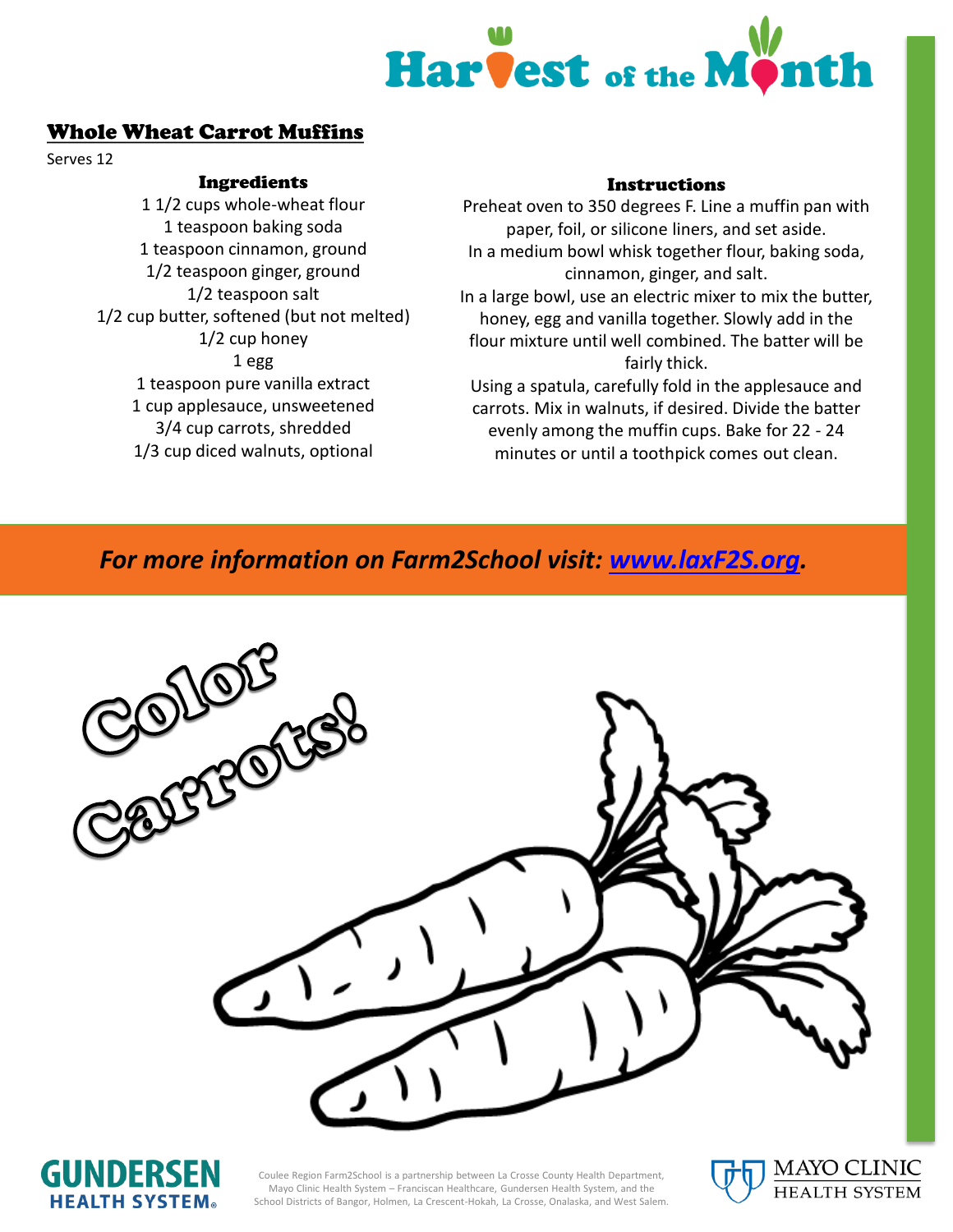# Harvest of the Month

## Whole Wheat Carrot Muffins

Serves 12

### Ingredients

1 1/2 cups whole-wheat flour
1 teaspoon baking soda
1 teaspoon cinnamon, ground
1/2 teaspoon ginger, ground
1/2 teaspoon salt
1/2 cup butter, softened (but not melted)
1/2 cup honey
1 egg
1 teaspoon pure vanilla extract
1 cup applesauce, unsweetened
3/4 cup carrots, shredded
1/3 cup diced walnuts, optional

### Instructions

Preheat oven to 350 degrees F. Line a muffin pan with paper, foil, or silicone liners, and set aside.
In a medium bowl whisk together flour, baking soda, cinnamon, ginger, and salt.
In a large bowl, use an electric mixer to mix the butter, honey, egg and vanilla together. Slowly add in the flour mixture until well combined. The batter will be fairly thick.
Using a spatula, carefully fold in the applesauce and carrots. Mix in walnuts, if desired. Divide the batter evenly among the muffin cups. Bake for 22 - 24 minutes or until a toothpick comes out clean.

***For more information on Farm2School visit: [www.laxF2S.org](http://www.laxF2S.org).***

Color Carrots!

GUNDERSEN HEALTH SYSTEM

Coulee Region Farm2School is a partnership between La Crosse County Health Department, Mayo Clinic Health System – Franciscan Healthcare, Gundersen Health System, and the School Districts of Bangor, Holmen, La Crescent-Hokah, La Crosse, Onalaska, and West Salem.

MAYO CLINIC HEALTH SYSTEM